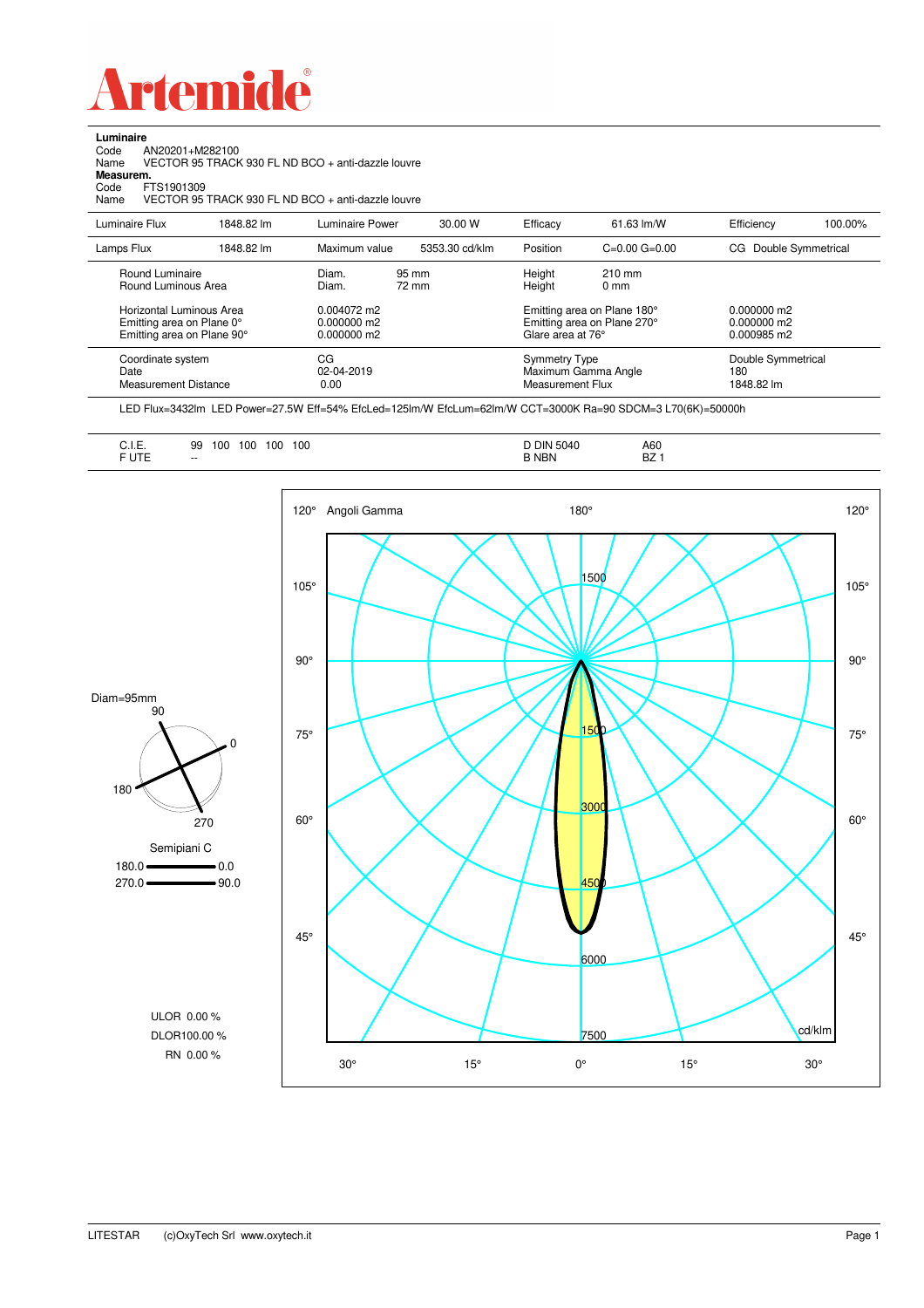# Artemide

**Luminaire**

Code AN20201+M282100

Name VECTOR 95 TRACK 930 FL ND BCO + anti-dazzle louvre

**Measurem.**

Code FTS1901309

Name VECTOR 95 TRACK 930 FL ND BCO + anti-dazzle louvre

| | | | | | | | |
|---|---|---|---|---|---|---|---|
| Luminaire Flux | 1848.82 lm | Luminaire Power | 30.00 W | Efficacy | 61.63 lm/W | Efficiency | 100.00% |
| Lamps Flux | 1848.82 lm | Maximum value | 5353.30 cd/klm | Position | C=0.00 G=0.00 | CG Double Symmetrical | |

| | | | | | |
|---|---|---|---|---|---|
| Round Luminaire | Diam. | 95 mm | Height | 210 mm | |
| Round Luminous Area | Diam. | 72 mm | Height | 0 mm | |
| Horizontal Luminous Area | 0.004072 m2 | | Emitting area on Plane 180° | | 0.000000 m2 |
| Emitting area on Plane 0° | 0.000000 m2 | | Emitting area on Plane 270° | | 0.000000 m2 |
| Emitting area on Plane 90° | 0.000000 m2 | | Glare area at 76° | | 0.000985 m2 |
| Coordinate system | CG | | Symmetry Type | | Double Symmetrical |
| Date | 02-04-2019 | | Maximum Gamma Angle | | 180 |
| Measurement Distance | 0.00 | | Measurement Flux | | 1848.82 lm |

LED Flux=3432lm LED Power=27.5W Eff=54% EfcLed=125lm/W EfcLum=62lm/W CCT=3000K Ra=90 SDCM=3 L70(6K)=50000h

| | | | |
|---|---|---|---|
| C.I.E. | 99 100 100 100 100 | D DIN 5040 | A60 |
| F UTE | -- | B NBN | BZ 1 |

Diam=95mm

90

0

180

270

Semipiani C

180.0 — 0.0

270.0 — 90.0

ULOR 0.00 %

DLOR100.00 %

RN 0.00 %

120° Angoli Gamma 180° 120°

105° 105°

90° 90°

75° 75°

60° 60°

45° 45°

1500

1500

3000

4500

6000

7500

cd/klm

30° 15° 0° 15° 30°

LITESTAR (c)OxyTech Srl www.oxytech.it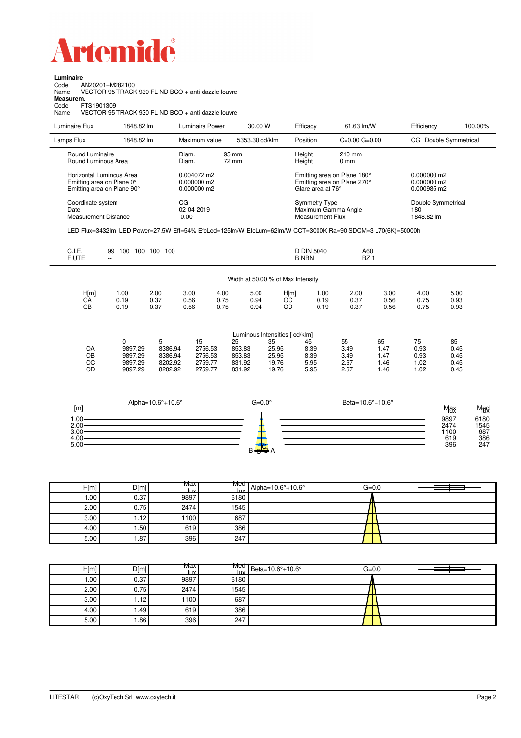# Artemide

**Luminaire**
Code AN20201+M282100
Name VECTOR 95 TRACK 930 FL ND BCO + anti-dazzle louvre
**Measurem.**
Code FTS1901309
Name VECTOR 95 TRACK 930 FL ND BCO + anti-dazzle louvre

| | | | | | | | |
|---|---|---|---|---|---|---|---|
| Luminaire Flux | 1848.82 lm | Luminaire Power | 30.00 W | Efficacy | 61.63 lm/W | Efficiency | 100.00% |
| Lamps Flux | 1848.82 lm | Maximum value | 5353.30 cd/klm | Position | C=0.00 G=0.00 | CG Double Symmetrical | |

| | | | | | |
|---|---|---|---|---|---|
| Round Luminaire | Diam. | 95 mm | Height | 210 mm | |
| Round Luminous Area | Diam. | 72 mm | Height | 0 mm | |
| Horizontal Luminous Area | 0.004072 m2 | | Emitting area on Plane 180° | | 0.000000 m2 |
| Emitting area on Plane 0° | 0.000000 m2 | | Emitting area on Plane 270° | | 0.000000 m2 |
| Emitting area on Plane 90° | 0.000000 m2 | | Glare area at 76° | | 0.000985 m2 |
| Coordinate system | CG | | Symmetry Type | | Double Symmetrical |
| Date | 02-04-2019 | | Maximum Gamma Angle | | 180 |
| Measurement Distance | 0.00 | | Measurement Flux | | 1848.82 lm |

LED Flux=3432lm LED Power=27.5W Eff=54% EfcLed=125lm/W EfcLum=62lm/W CCT=3000K Ra=90 SDCM=3 L70(6K)=50000h

| | | | |
|---|---|---|---|
| C.I.E. | 99 100 100 100 100 | D DIN 5040 | A60 |
| F UTE | -- | B NBN | BZ 1 |

Width at 50.00 % of Max Intensity

| H[m] | 1.00 | 2.00 | 3.00 | 4.00 | 5.00 | H[m] | 1.00 | 2.00 | 3.00 | 4.00 | 5.00 |
|---|---|---|---|---|---|---|---|---|---|---|---|
| OA | 0.19 | 0.37 | 0.56 | 0.75 | 0.94 | OC | 0.19 | 0.37 | 0.56 | 0.75 | 0.93 |
| OB | 0.19 | 0.37 | 0.56 | 0.75 | 0.94 | OD | 0.19 | 0.37 | 0.56 | 0.75 | 0.93 |

Luminous Intensities [ cd/klm]

| | 0 | 5 | 15 | 25 | 35 | 45 | 55 | 65 | 75 | 85 |
|---|---|---|---|---|---|---|---|---|---|---|
| OA | 9897.29 | 8386.94 | 2756.53 | 853.83 | 25.95 | 8.39 | 3.49 | 1.47 | 0.93 | 0.45 |
| OB | 9897.29 | 8386.94 | 2756.53 | 853.83 | 25.95 | 8.39 | 3.49 | 1.47 | 0.93 | 0.45 |
| OC | 9897.29 | 8202.92 | 2759.77 | 831.92 | 19.76 | 5.95 | 2.67 | 1.46 | 1.02 | 0.45 |
| OD | 9897.29 | 8202.92 | 2759.77 | 831.92 | 19.76 | 5.95 | 2.67 | 1.46 | 1.02 | 0.45 |

[m] Alpha=10.6°+10.6° G=0.0° Beta=10.6°+10.6°
1.00
2.00
3.00
4.00
5.00
B D C A
Max lux: 9897, 2474, 1100, 619, 396
Med lux: 6180, 1545, 687, 386, 247

| H[m] | D[m] | Max lux | Med lux | Alpha=10.6°+10.6° G=0.0 |
|---|---|---|---|---|
| 1.00 | 0.37 | 9897 | 6180 | |
| 2.00 | 0.75 | 2474 | 1545 | |
| 3.00 | 1.12 | 1100 | 687 | |
| 4.00 | 1.50 | 619 | 386 | |
| 5.00 | 1.87 | 396 | 247 | |

| H[m] | D[m] | Max lux | Med lux | Beta=10.6°+10.6° G=0.0 |
|---|---|---|---|---|
| 1.00 | 0.37 | 9897 | 6180 | |
| 2.00 | 0.75 | 2474 | 1545 | |
| 3.00 | 1.12 | 1100 | 687 | |
| 4.00 | 1.49 | 619 | 386 | |
| 5.00 | 1.86 | 396 | 247 | |

LITESTAR (c)OxyTech Srl www.oxytech.it